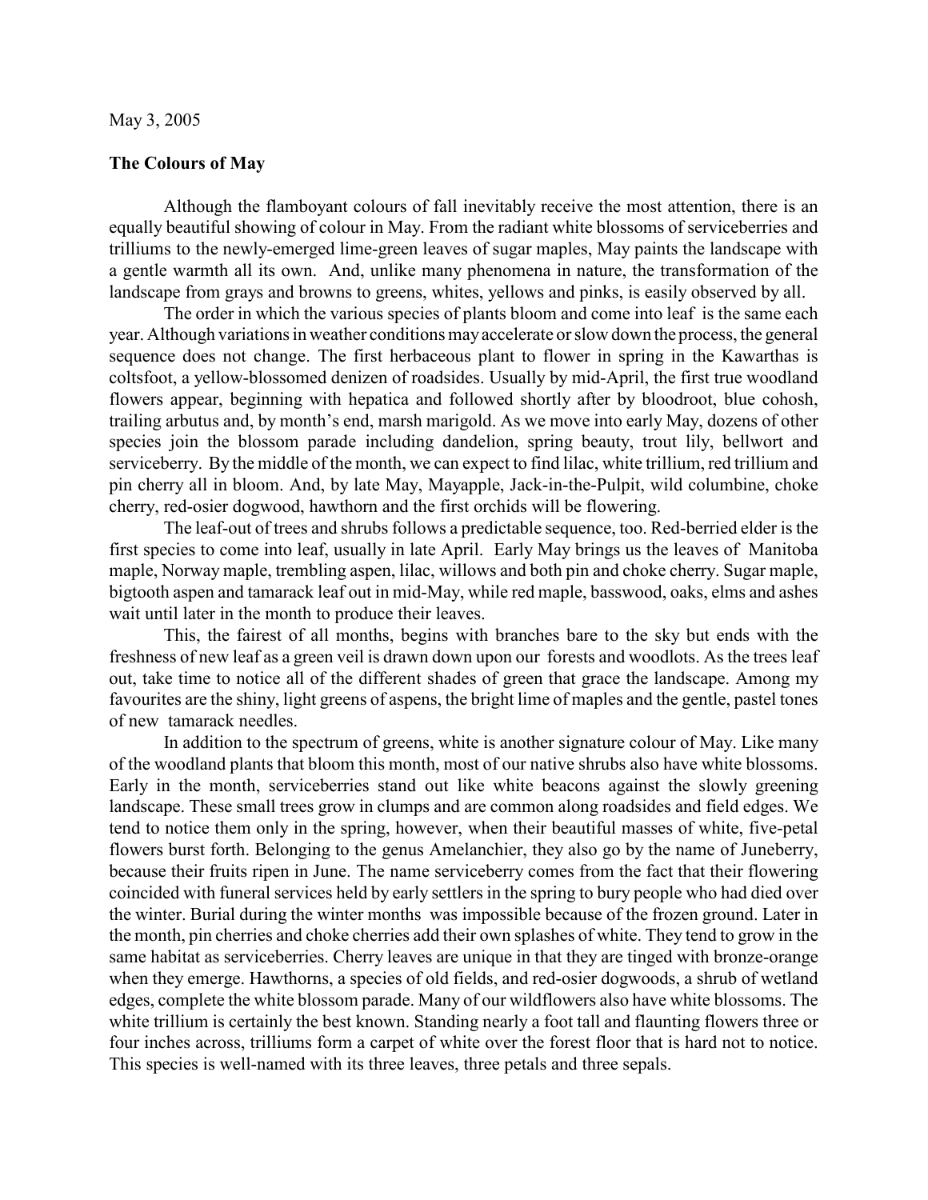May 3, 2005

**The Colours of May**

Although the flamboyant colours of fall inevitably receive the most attention, there is an equally beautiful showing of colour in May. From the radiant white blossoms of serviceberries and trilliums to the newly-emerged lime-green leaves of sugar maples, May paints the landscape with a gentle warmth all its own. And, unlike many phenomena in nature, the transformation of the landscape from grays and browns to greens, whites, yellows and pinks, is easily observed by all.

The order in which the various species of plants bloom and come into leaf is the same each year. Although variations in weather conditions may accelerate or slow down the process, the general sequence does not change. The first herbaceous plant to flower in spring in the Kawarthas is coltsfoot, a yellow-blossomed denizen of roadsides. Usually by mid-April, the first true woodland flowers appear, beginning with hepatica and followed shortly after by bloodroot, blue cohosh, trailing arbutus and, by month's end, marsh marigold. As we move into early May, dozens of other species join the blossom parade including dandelion, spring beauty, trout lily, bellwort and serviceberry. By the middle of the month, we can expect to find lilac, white trillium, red trillium and pin cherry all in bloom. And, by late May, Mayapple, Jack-in-the-Pulpit, wild columbine, choke cherry, red-osier dogwood, hawthorn and the first orchids will be flowering.

The leaf-out of trees and shrubs follows a predictable sequence, too. Red-berried elder is the first species to come into leaf, usually in late April. Early May brings us the leaves of Manitoba maple, Norway maple, trembling aspen, lilac, willows and both pin and choke cherry. Sugar maple, bigtooth aspen and tamarack leaf out in mid-May, while red maple, basswood, oaks, elms and ashes wait until later in the month to produce their leaves.

This, the fairest of all months, begins with branches bare to the sky but ends with the freshness of new leaf as a green veil is drawn down upon our forests and woodlots. As the trees leaf out, take time to notice all of the different shades of green that grace the landscape. Among my favourites are the shiny, light greens of aspens, the bright lime of maples and the gentle, pastel tones of new tamarack needles.

In addition to the spectrum of greens, white is another signature colour of May. Like many of the woodland plants that bloom this month, most of our native shrubs also have white blossoms. Early in the month, serviceberries stand out like white beacons against the slowly greening landscape. These small trees grow in clumps and are common along roadsides and field edges. We tend to notice them only in the spring, however, when their beautiful masses of white, five-petal flowers burst forth. Belonging to the genus Amelanchier, they also go by the name of Juneberry, because their fruits ripen in June. The name serviceberry comes from the fact that their flowering coincided with funeral services held by early settlers in the spring to bury people who had died over the winter. Burial during the winter months was impossible because of the frozen ground. Later in the month, pin cherries and choke cherries add their own splashes of white. They tend to grow in the same habitat as serviceberries. Cherry leaves are unique in that they are tinged with bronze-orange when they emerge. Hawthorns, a species of old fields, and red-osier dogwoods, a shrub of wetland edges, complete the white blossom parade. Many of our wildflowers also have white blossoms. The white trillium is certainly the best known. Standing nearly a foot tall and flaunting flowers three or four inches across, trilliums form a carpet of white over the forest floor that is hard not to notice. This species is well-named with its three leaves, three petals and three sepals.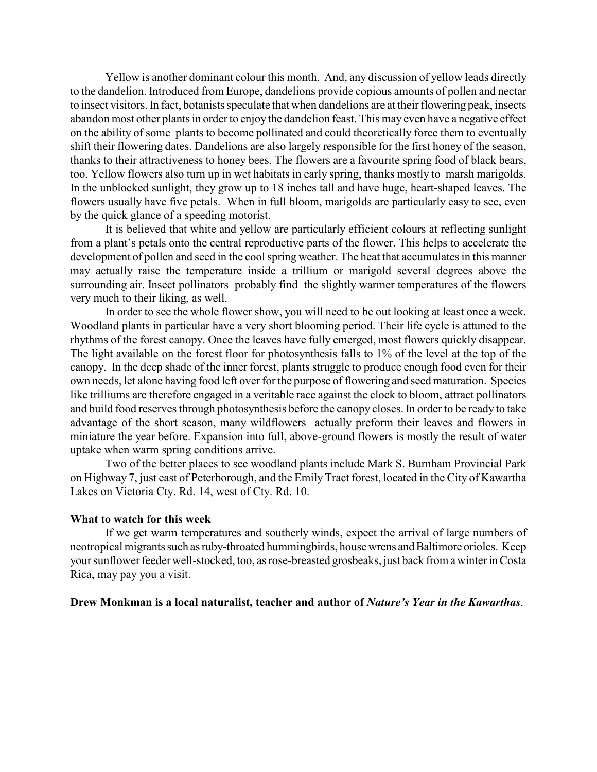Yellow is another dominant colour this month. And, any discussion of yellow leads directly to the dandelion. Introduced from Europe, dandelions provide copious amounts of pollen and nectar to insect visitors. In fact, botanists speculate that when dandelions are at their flowering peak, insects abandon most other plants in order to enjoy the dandelion feast. This may even have a negative effect on the ability of some plants to become pollinated and could theoretically force them to eventually shift their flowering dates. Dandelions are also largely responsible for the first honey of the season, thanks to their attractiveness to honey bees. The flowers are a favourite spring food of black bears, too. Yellow flowers also turn up in wet habitats in early spring, thanks mostly to marsh marigolds. In the unblocked sunlight, they grow up to 18 inches tall and have huge, heart-shaped leaves. The flowers usually have five petals. When in full bloom, marigolds are particularly easy to see, even by the quick glance of a speeding motorist.

It is believed that white and yellow are particularly efficient colours at reflecting sunlight from a plant's petals onto the central reproductive parts of the flower. This helps to accelerate the development of pollen and seed in the cool spring weather. The heat that accumulates in this manner may actually raise the temperature inside a trillium or marigold several degrees above the surrounding air. Insect pollinators probably find the slightly warmer temperatures of the flowers very much to their liking, as well.

In order to see the whole flower show, you will need to be out looking at least once a week. Woodland plants in particular have a very short blooming period. Their life cycle is attuned to the rhythms of the forest canopy. Once the leaves have fully emerged, most flowers quickly disappear. The light available on the forest floor for photosynthesis falls to 1% of the level at the top of the canopy. In the deep shade of the inner forest, plants struggle to produce enough food even for their own needs, let alone having food left over for the purpose of flowering and seed maturation. Species like trilliums are therefore engaged in a veritable race against the clock to bloom, attract pollinators and build food reserves through photosynthesis before the canopy closes. In order to be ready to take advantage of the short season, many wildflowers actually preform their leaves and flowers in miniature the year before. Expansion into full, above-ground flowers is mostly the result of water uptake when warm spring conditions arrive.

Two of the better places to see woodland plants include Mark S. Burnham Provincial Park on Highway 7, just east of Peterborough, and the Emily Tract forest, located in the City of Kawartha Lakes on Victoria Cty. Rd. 14, west of Cty. Rd. 10.

**What to watch for this week**

If we get warm temperatures and southerly winds, expect the arrival of large numbers of neotropical migrants such as ruby-throated hummingbirds, house wrens and Baltimore orioles. Keep your sunflower feeder well-stocked, too, as rose-breasted grosbeaks, just back from a winter in Costa Rica, may pay you a visit.

**Drew Monkman is a local naturalist, teacher and author of *Nature's Year in the Kawarthas*.**